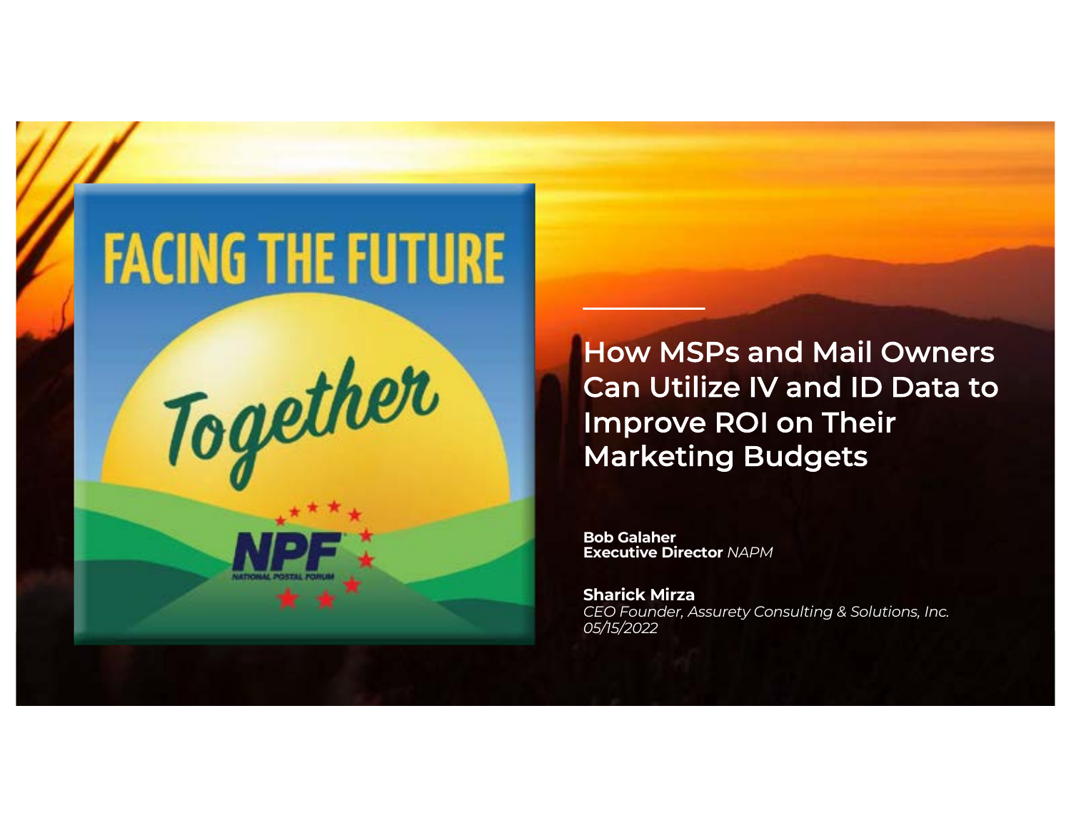FACING THE FUTURE

Together

NPF NATIONAL POSTAL FORUM

# How MSPs and Mail Owners Can Utilize IV and ID Data to Improve ROI on Their Marketing Budgets

**Bob Galaher**
**Executive Director** *NAPM*

**Sharick Mirza**
*CEO Founder, Assurety Consulting & Solutions, Inc.*
*05/15/2022*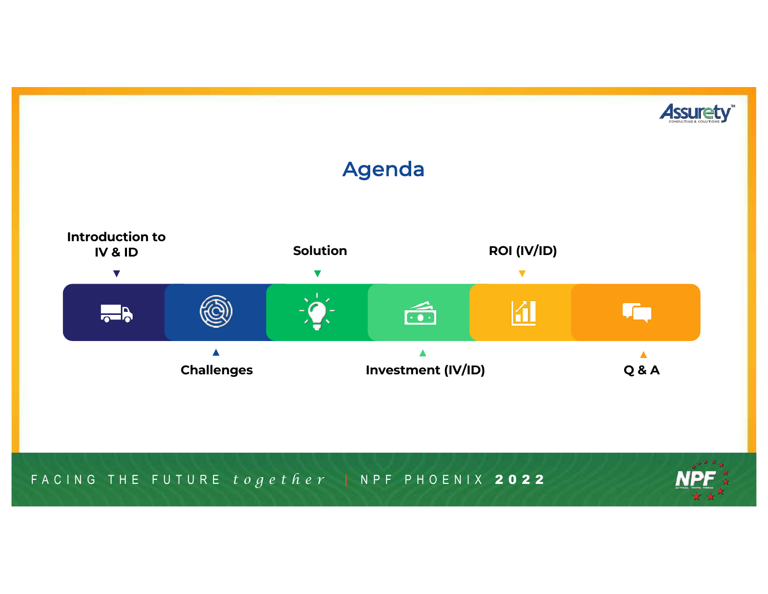# Agenda

1. Introduction to IV & ID
2. Challenges
3. Solution
4. Investment (IV/ID)
5. ROI (IV/ID)
6. Q & A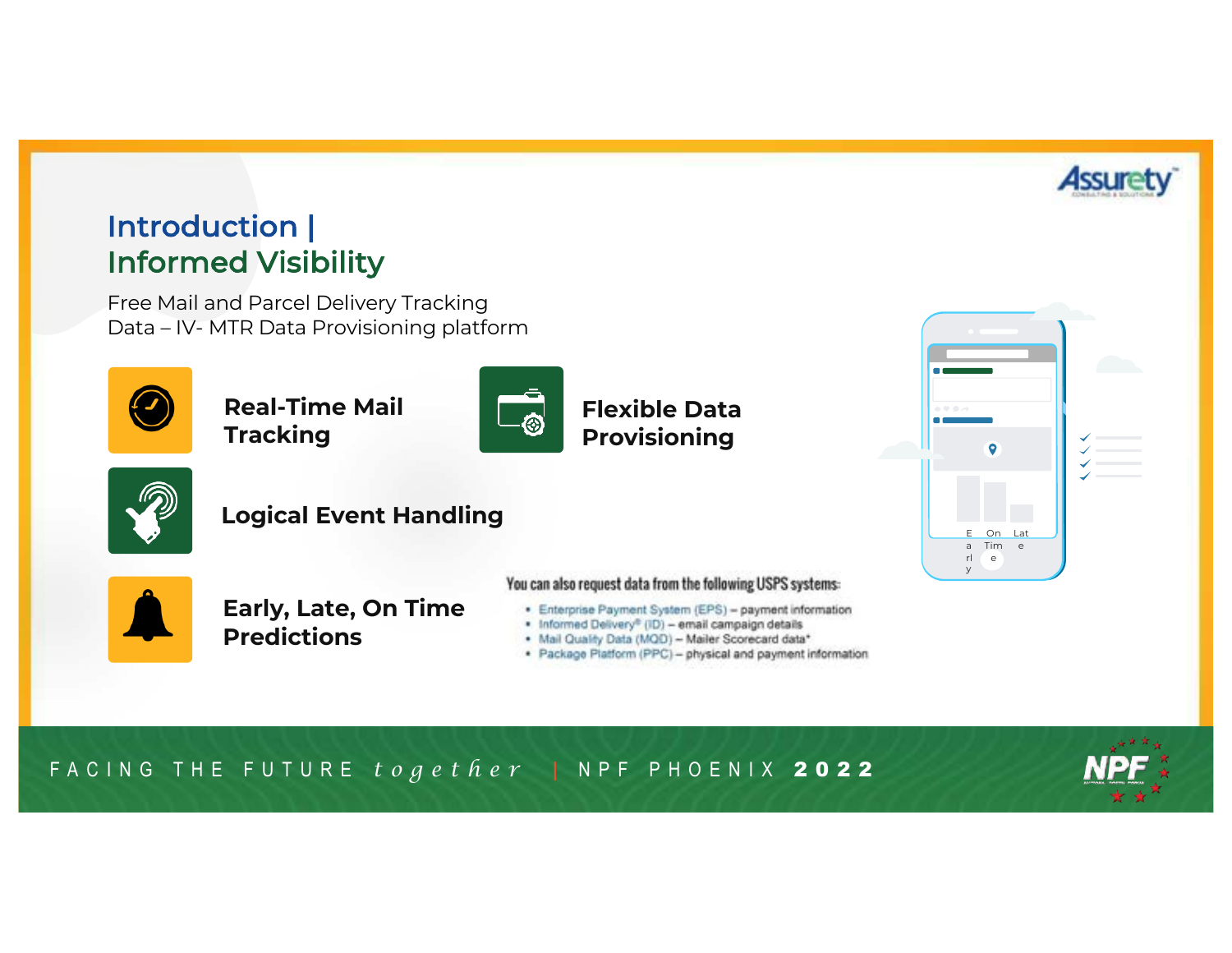# Introduction | Informed Visibility

Free Mail and Parcel Delivery Tracking Data – IV- MTR Data Provisioning platform

**Real-Time Mail Tracking**

**Flexible Data Provisioning**

**Logical Event Handling**

**Early, Late, On Time Predictions**

You can also request data from the following USPS systems:

- Enterprise Payment System (EPS) – payment information
- Informed Delivery® (ID) – email campaign details
- Mail Quality Data (MQD) – Mailer Scorecard data*
- Package Platform (PPC) – physical and payment information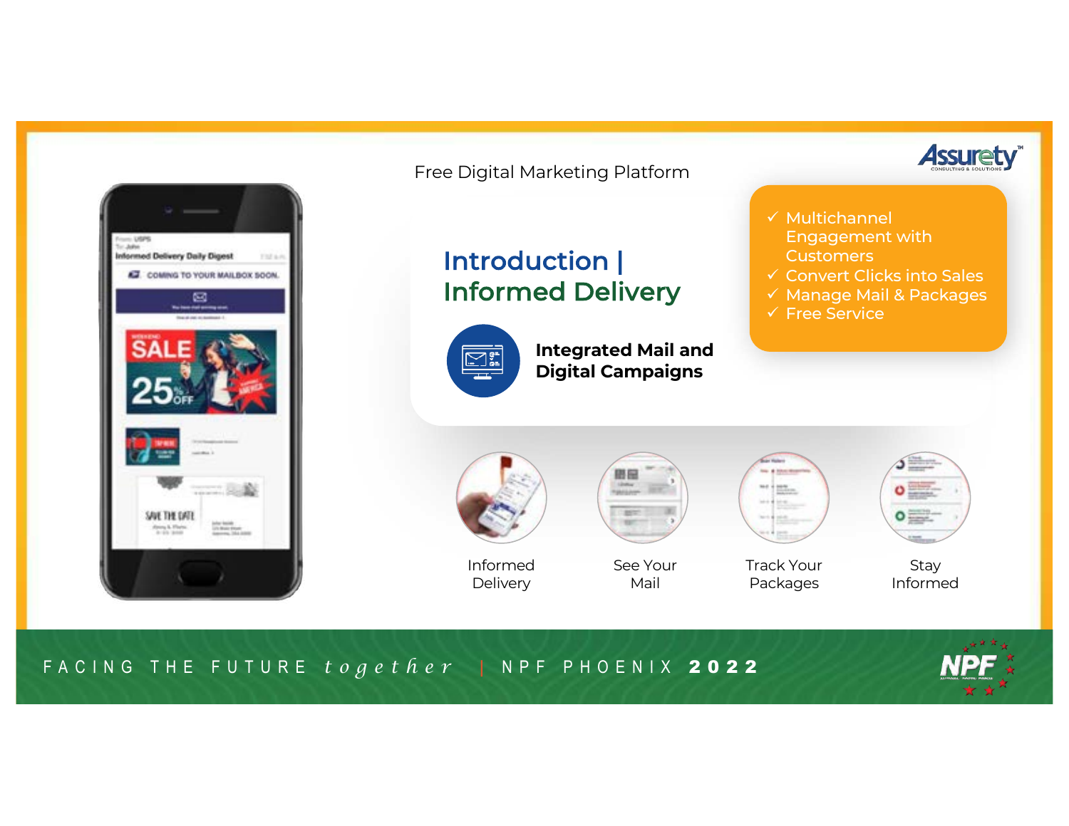Free Digital Marketing Platform

# Introduction | Informed Delivery

**Integrated Mail and Digital Campaigns**

- ✓ Multichannel Engagement with Customers
- ✓ Convert Clicks into Sales
- ✓ Manage Mail & Packages
- ✓ Free Service

Informed Delivery

See Your Mail

Track Your Packages

Stay Informed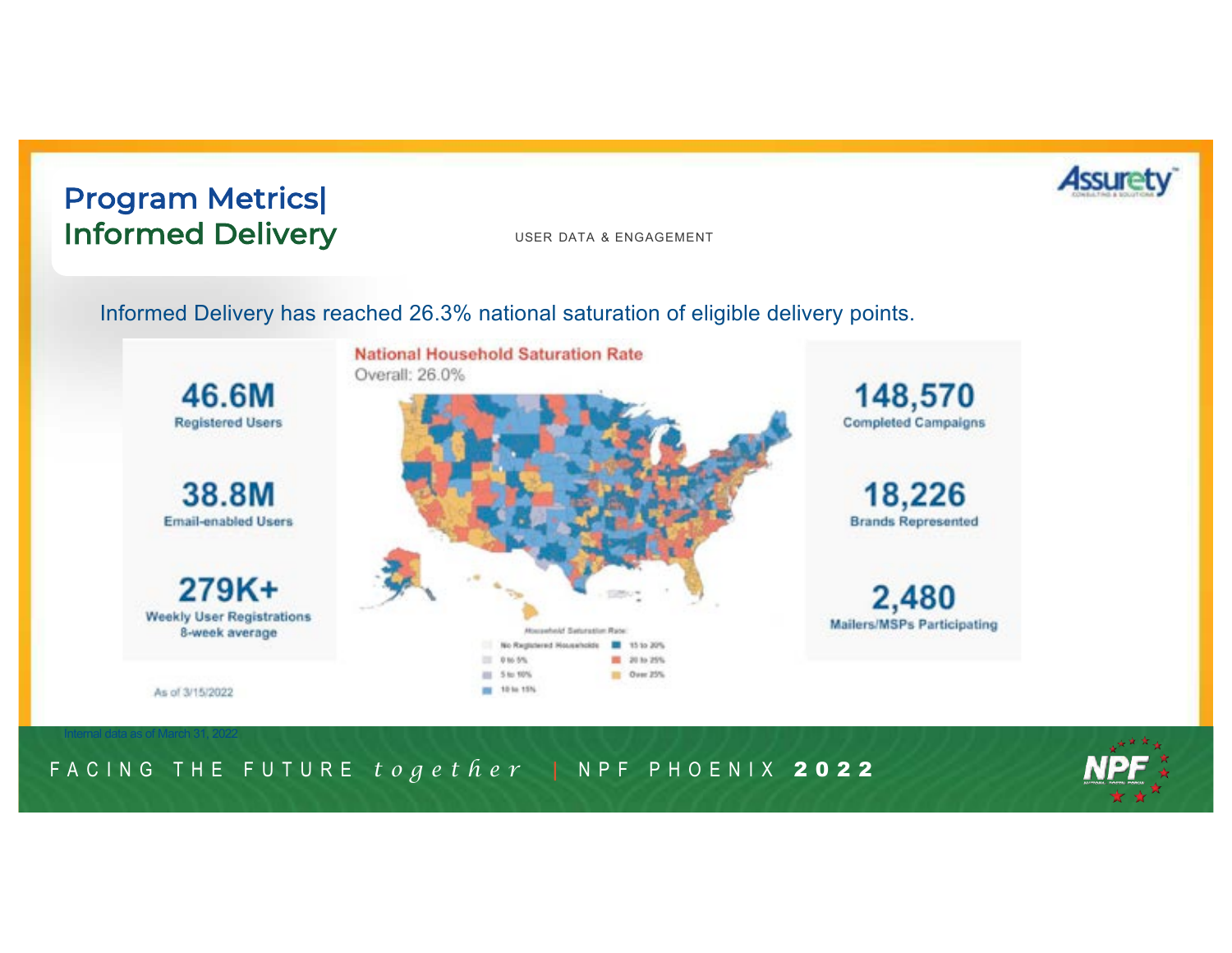# Program Metrics| Informed Delivery

USER DATA & ENGAGEMENT

Informed Delivery has reached 26.3% national saturation of eligible delivery points.

**46.6M**
Registered Users

**38.8M**
Email-enabled Users

**279K+**
Weekly User Registrations
8-week average

As of 3/15/2022

**National Household Saturation Rate**
Overall: 26.0%

Household Saturation Rate:
- No Registered Households
- 0 to 5%
- 5 to 10%
- 10 to 15%
- 15 to 20%
- 20 to 25%
- Over 25%

**148,570**
Completed Campaigns

**18,226**
Brands Represented

**2,480**
Mailers/MSPs Participating

Internal data as of March 31, 2022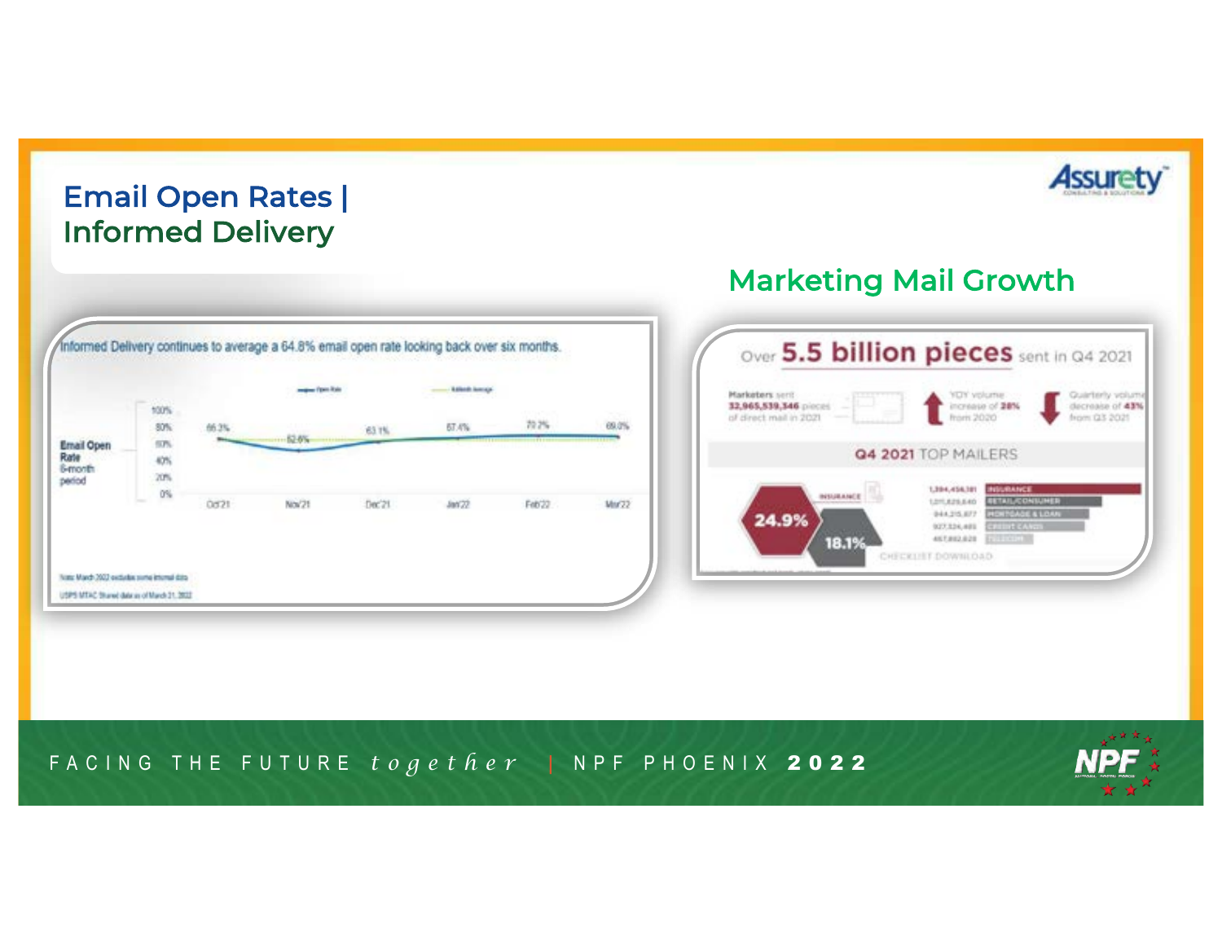# Email Open Rates | Informed Delivery

Informed Delivery continues to average a 64.8% email open rate looking back over six months.

| Email Open Rate 6-month period | Oct'21 | Nov'21 | Dec'21 | Jan'22 | Feb'22 | Mar'22 |
|---|---|---|---|---|---|---|
| Open Rate | 66.3% | 62.6% | 63.1% | 67.4% | 70.2% | 69.0% |

Note: March 2022 excludes some internal data

USPS MTAC Shared data as of March 21, 2022

## Marketing Mail Growth

Over **5.5 billion pieces** sent in Q4 2021

Marketers sent **32,965,539,346** pieces of direct mail in 2021

YOY volume increase of **28%** from 2020

Quarterly volume decrease of **43%** from Q3 2021

**Q4 2021** TOP MAILERS

| | |
|---|---|
| 1,394,456,181 | INSURANCE |
| 1,011,825,640 | RETAIL/CONSUMER |
| 944,215,877 | MORTGAGE & LOAN |
| 927,324,465 | CREDIT CARDS |
| 457,862,828 | TELECOM |

INSURANCE 24.9%

18.1%

CHECKLIST DOWNLOAD

FACING THE FUTURE *together* | NPF PHOENIX **2022**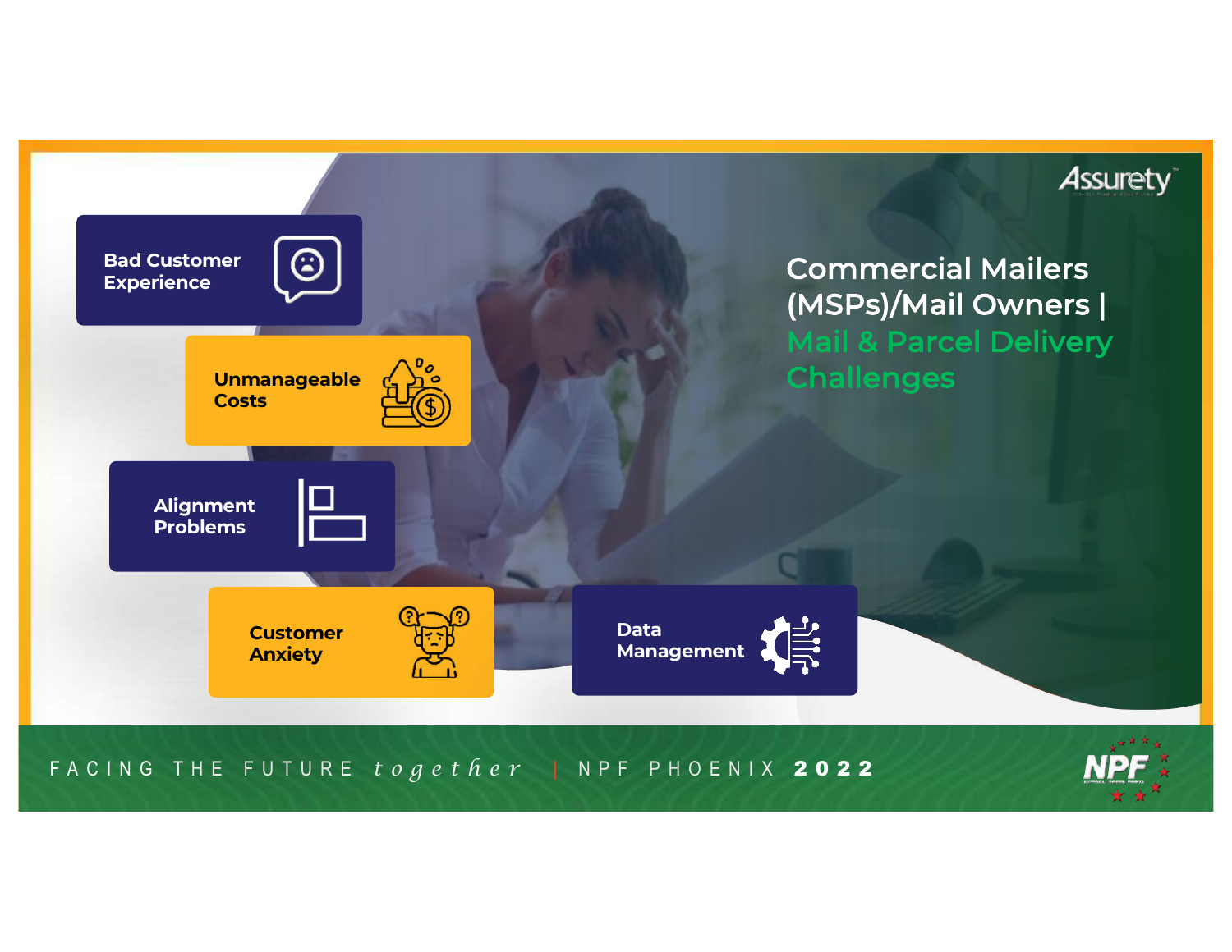# Commercial Mailers (MSPs)/Mail Owners | Mail & Parcel Delivery Challenges

- Bad Customer Experience
- Unmanageable Costs
- Alignment Problems
- Customer Anxiety
- Data Management

FACING THE FUTURE *together* | NPF PHOENIX **2022**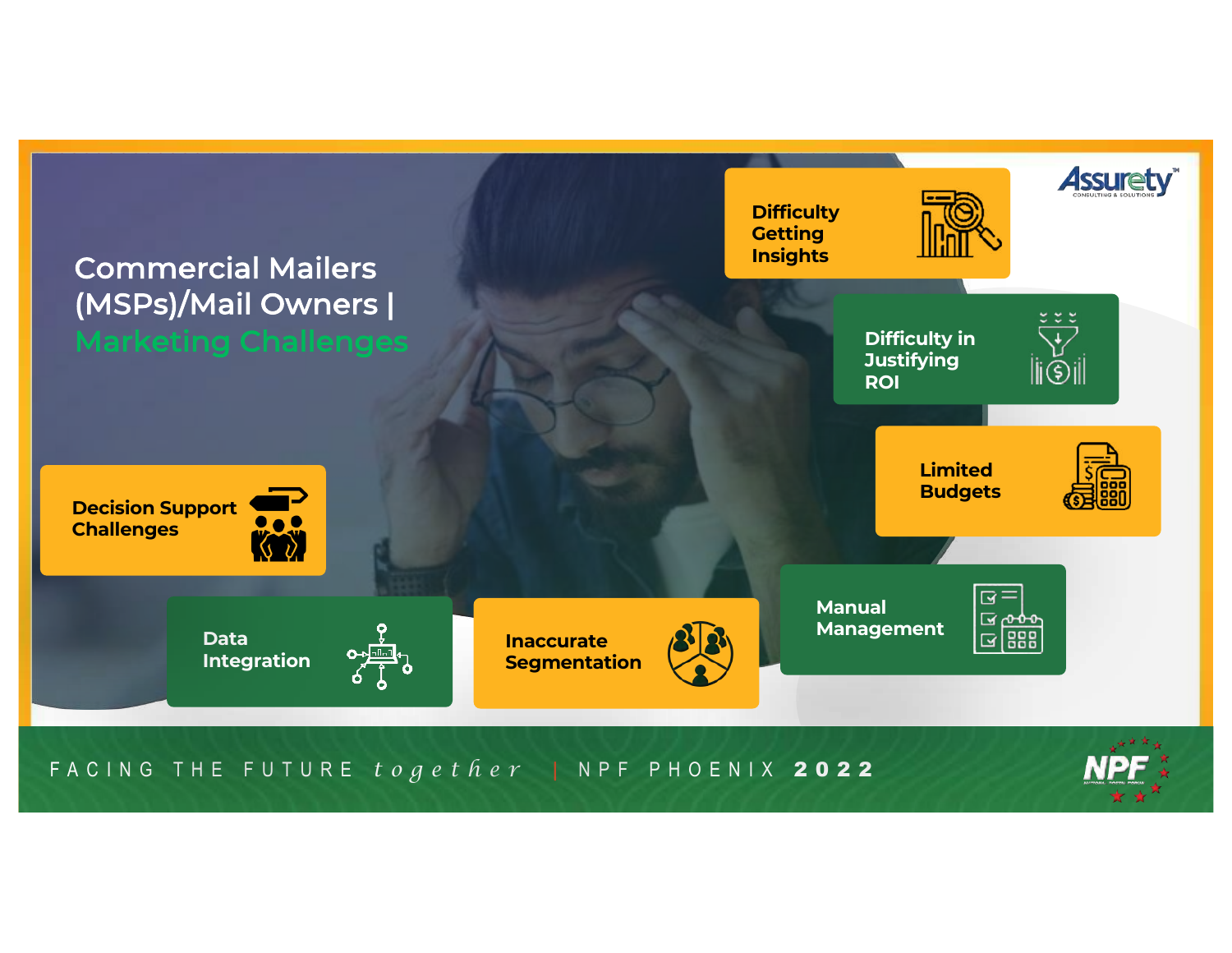# Commercial Mailers (MSPs)/Mail Owners | Marketing Challenges

- Difficulty Getting Insights
- Difficulty in Justifying ROI
- Limited Budgets
- Manual Management
- Inaccurate Segmentation
- Data Integration
- Decision Support Challenges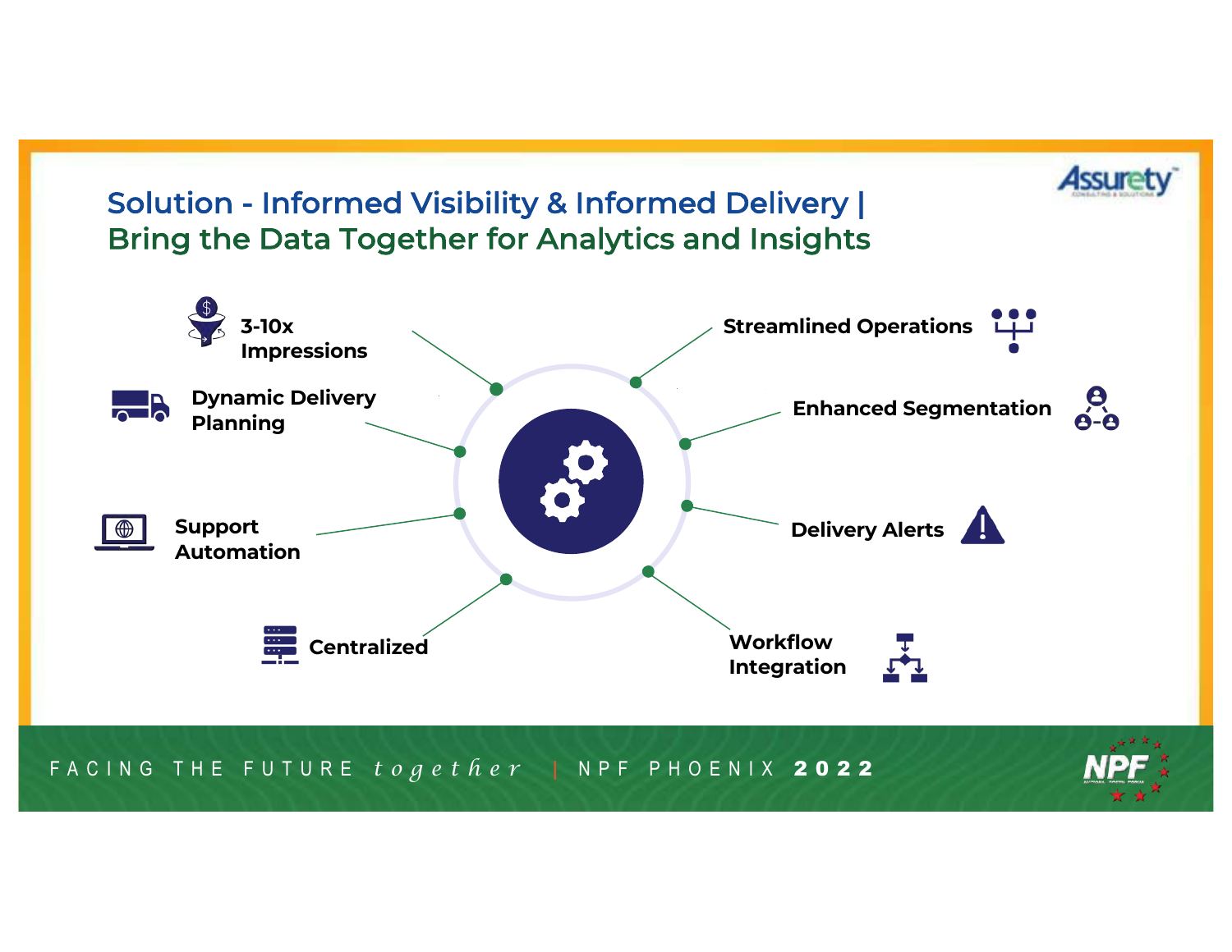# Solution - Informed Visibility & Informed Delivery | Bring the Data Together for Analytics and Insights

- 3-10x Impressions
- Dynamic Delivery Planning
- Support Automation
- Centralized
- Streamlined Operations
- Enhanced Segmentation
- Delivery Alerts
- Workflow Integration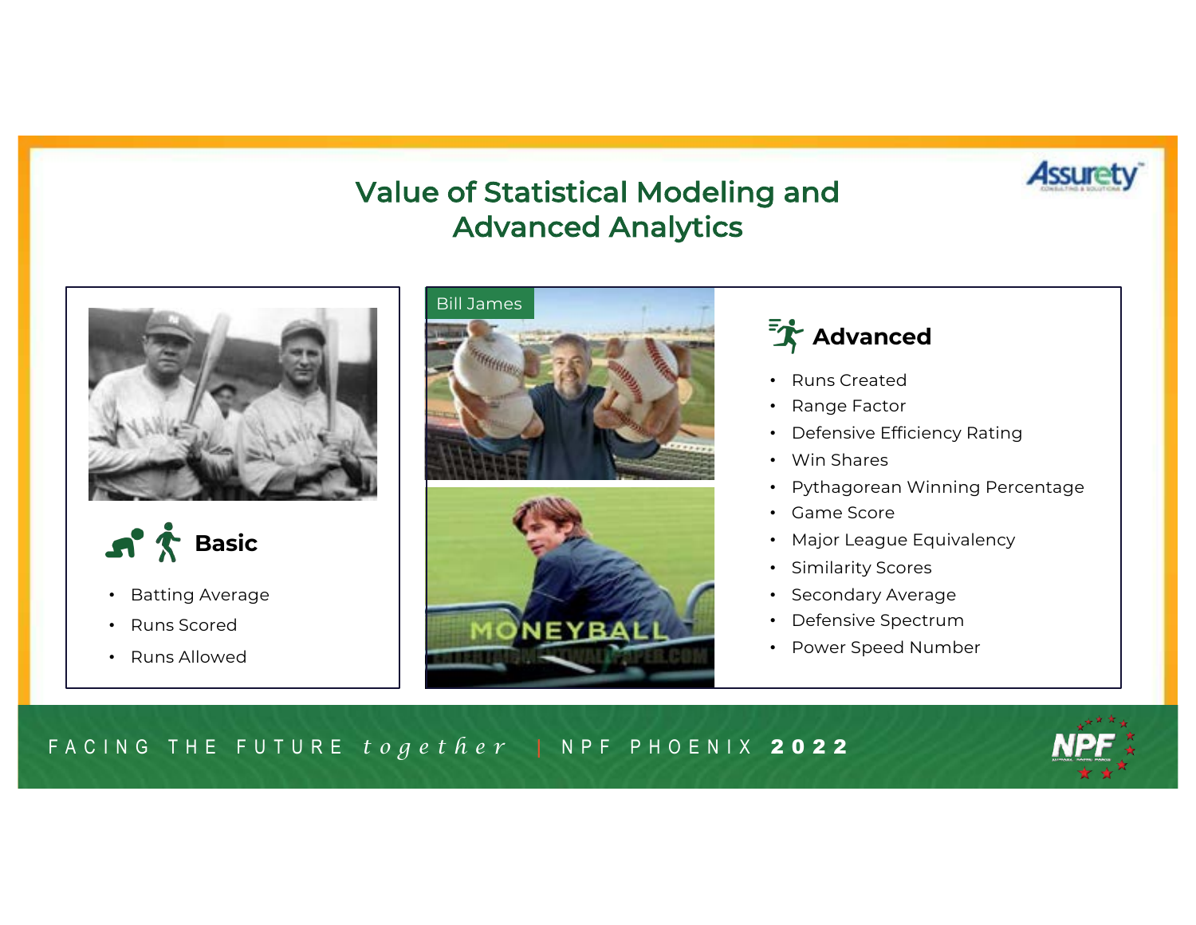# Value of Statistical Modeling and Advanced Analytics

Bill James

## Basic

- Batting Average
- Runs Scored
- Runs Allowed

## Advanced

- Runs Created
- Range Factor
- Defensive Efficiency Rating
- Win Shares
- Pythagorean Winning Percentage
- Game Score
- Major League Equivalency
- Similarity Scores
- Secondary Average
- Defensive Spectrum
- Power Speed Number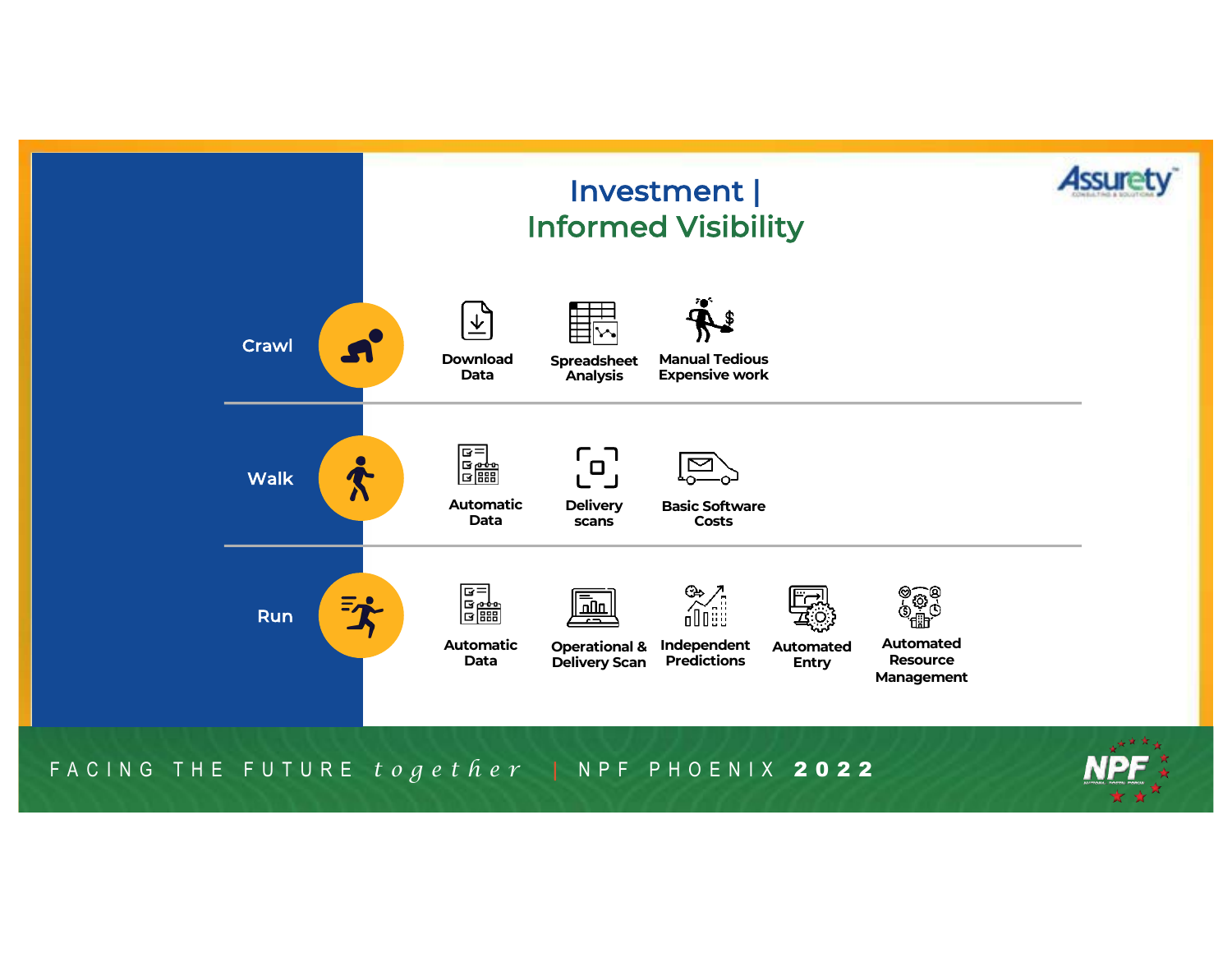# Investment | Informed Visibility

**Crawl**
- Download Data
- Spreadsheet Analysis
- Manual Tedious Expensive work

**Walk**
- Automatic Data
- Delivery scans
- Basic Software Costs

**Run**
- Automatic Data
- Operational & Delivery Scan
- Independent Predictions
- Automated Entry
- Automated Resource Management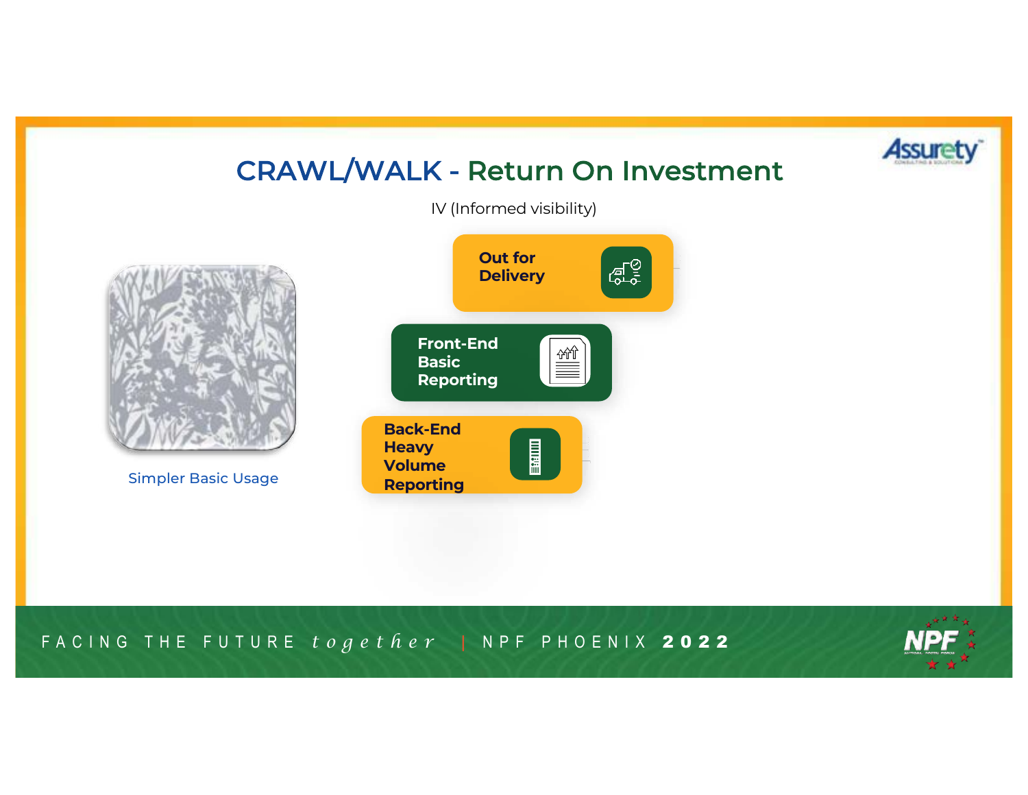# CRAWL/WALK - Return On Investment

IV (Informed visibility)

Simpler Basic Usage

- Out for Delivery
- Front-End Basic Reporting
- Back-End Heavy Volume Reporting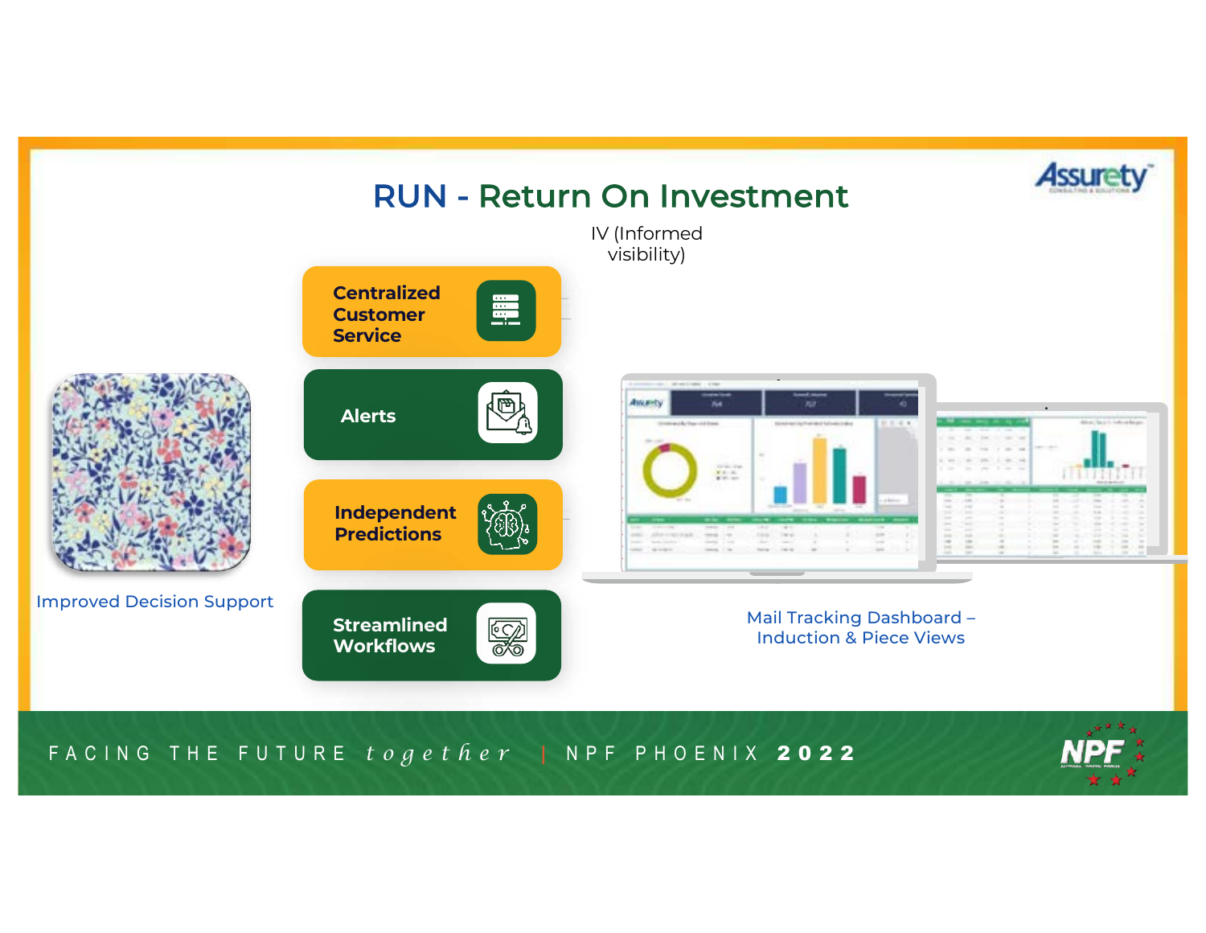# RUN - Return On Investment

IV (Informed visibility)

- Centralized Customer Service
- Alerts
- Independent Predictions
- Streamlined Workflows

Improved Decision Support

Mail Tracking Dashboard – Induction & Piece Views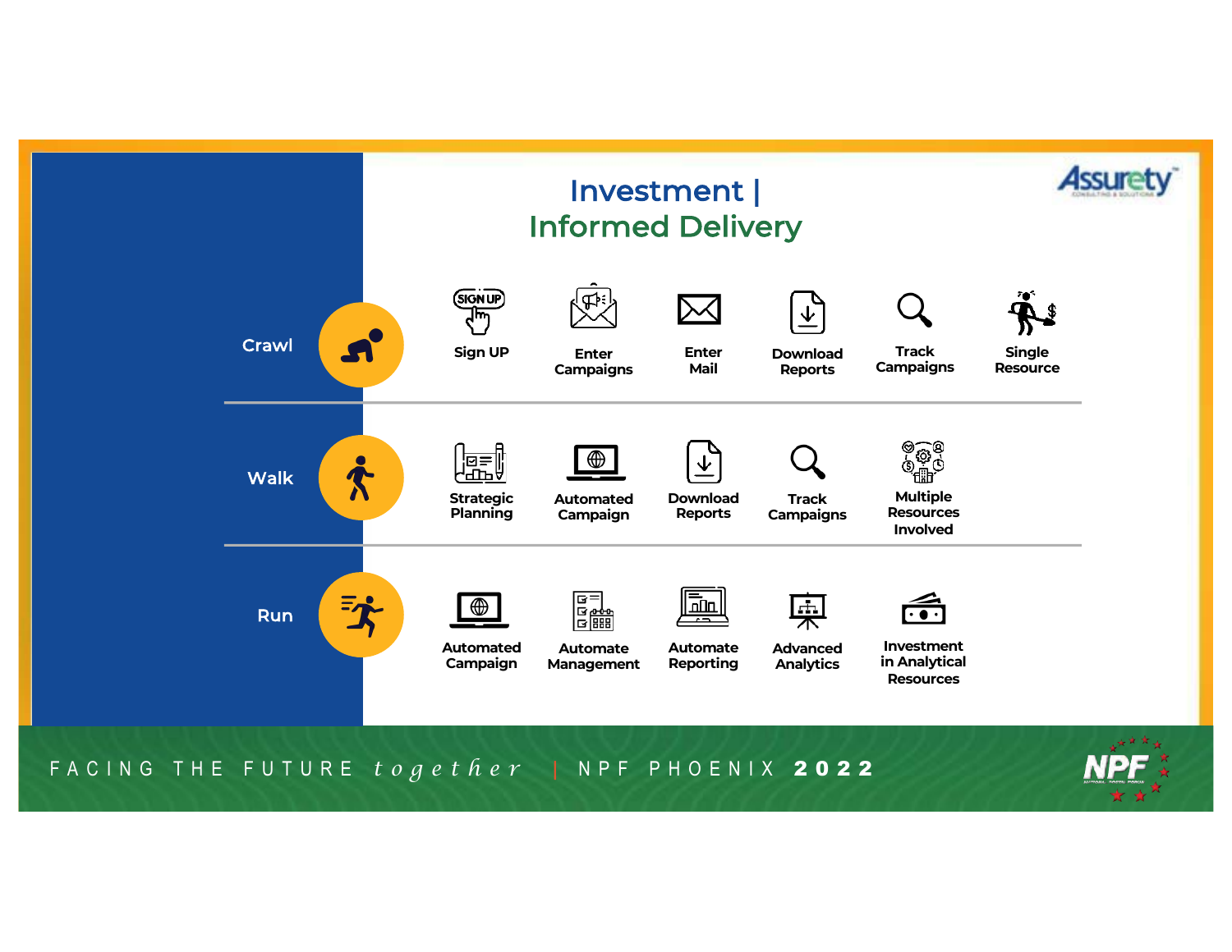# Investment | Informed Delivery

**Crawl**
- Sign UP
- Enter Campaigns
- Enter Mail
- Download Reports
- Track Campaigns
- Single Resource

**Walk**
- Strategic Planning
- Automated Campaign
- Download Reports
- Track Campaigns
- Multiple Resources Involved

**Run**
- Automated Campaign
- Automate Management
- Automate Reporting
- Advanced Analytics
- Investment in Analytical Resources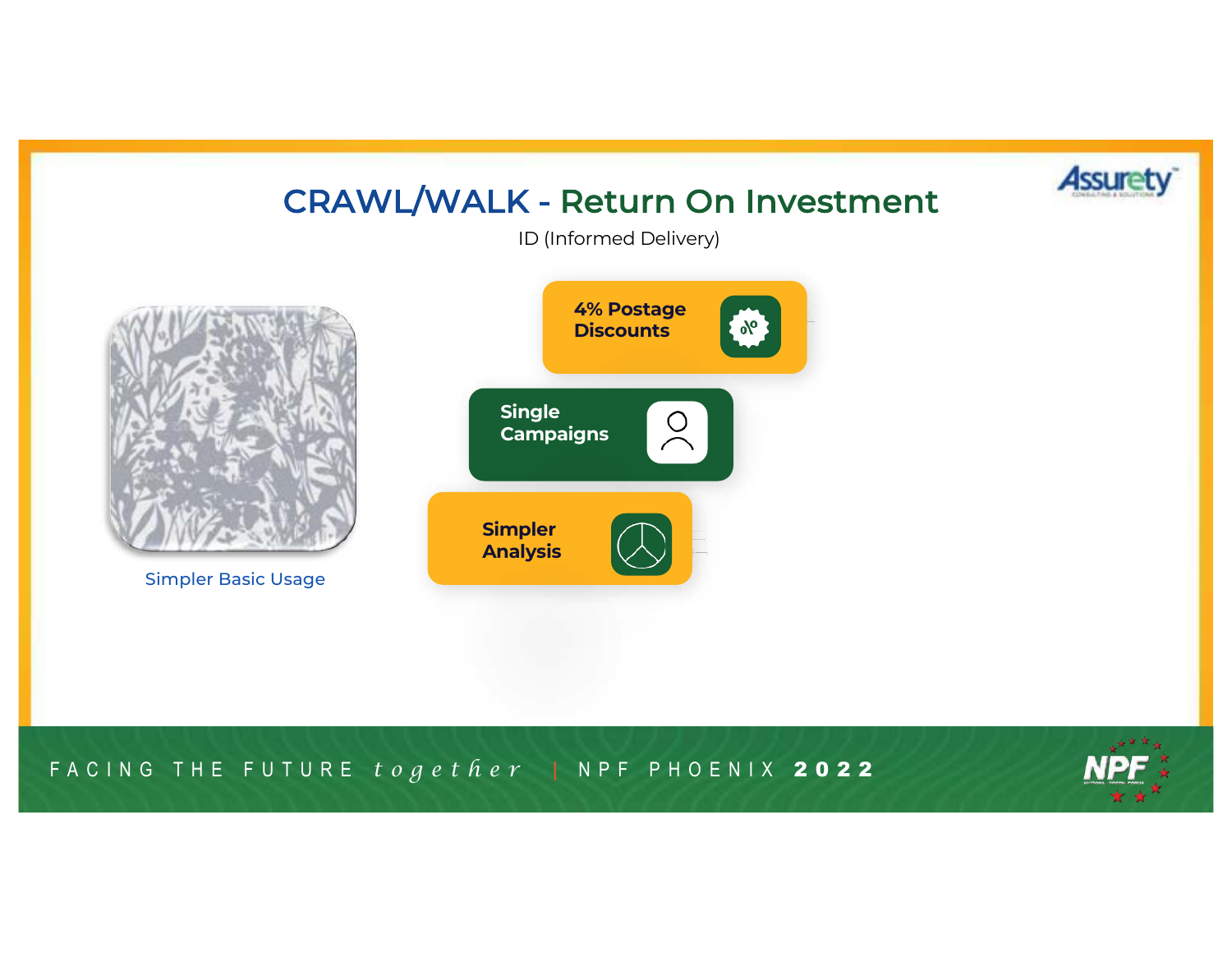# CRAWL/WALK - Return On Investment

ID (Informed Delivery)

Simpler Basic Usage

- **4% Postage Discounts**
- **Single Campaigns**
- **Simpler Analysis**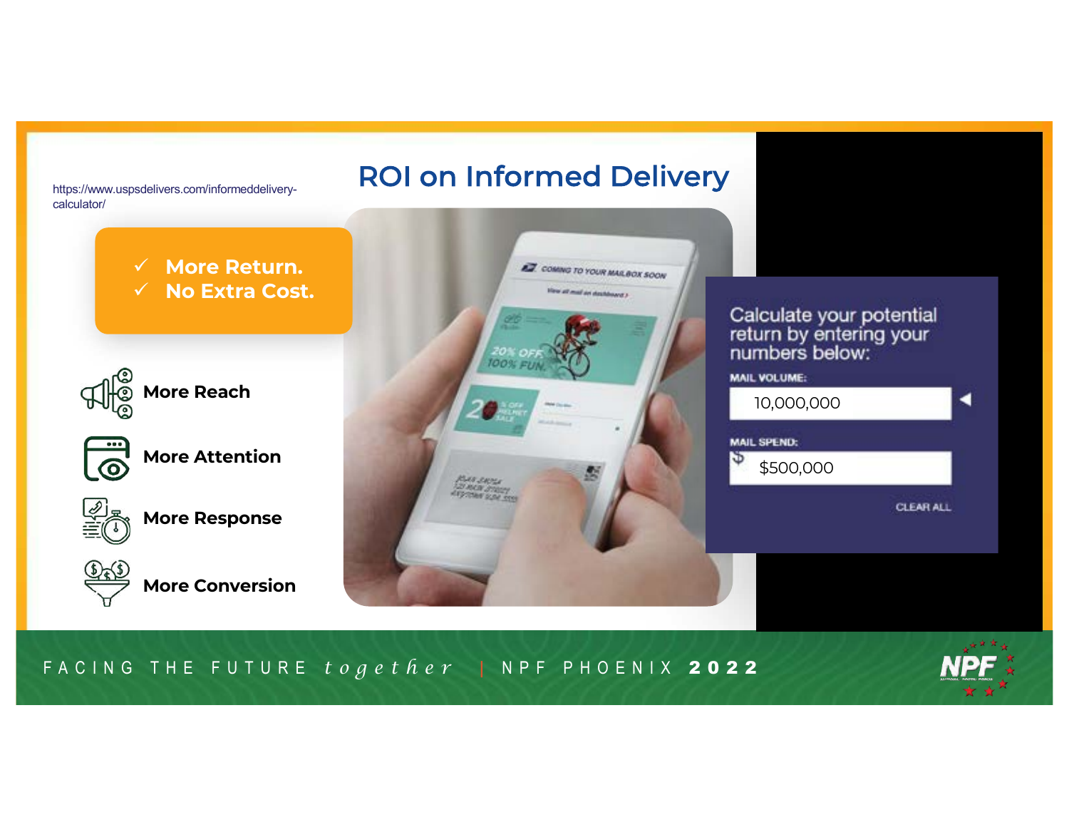# ROI on Informed Delivery

https://www.uspsdelivers.com/informeddelivery-calculator/

- ✓ **More Return.**
- ✓ **No Extra Cost.**

**More Reach**

**More Attention**

**More Response**

**More Conversion**

Calculate your potential return by entering your numbers below:

MAIL VOLUME:

10,000,000

MAIL SPEND:

$500,000

CLEAR ALL

FACING THE FUTURE *together* | NPF PHOENIX **2022**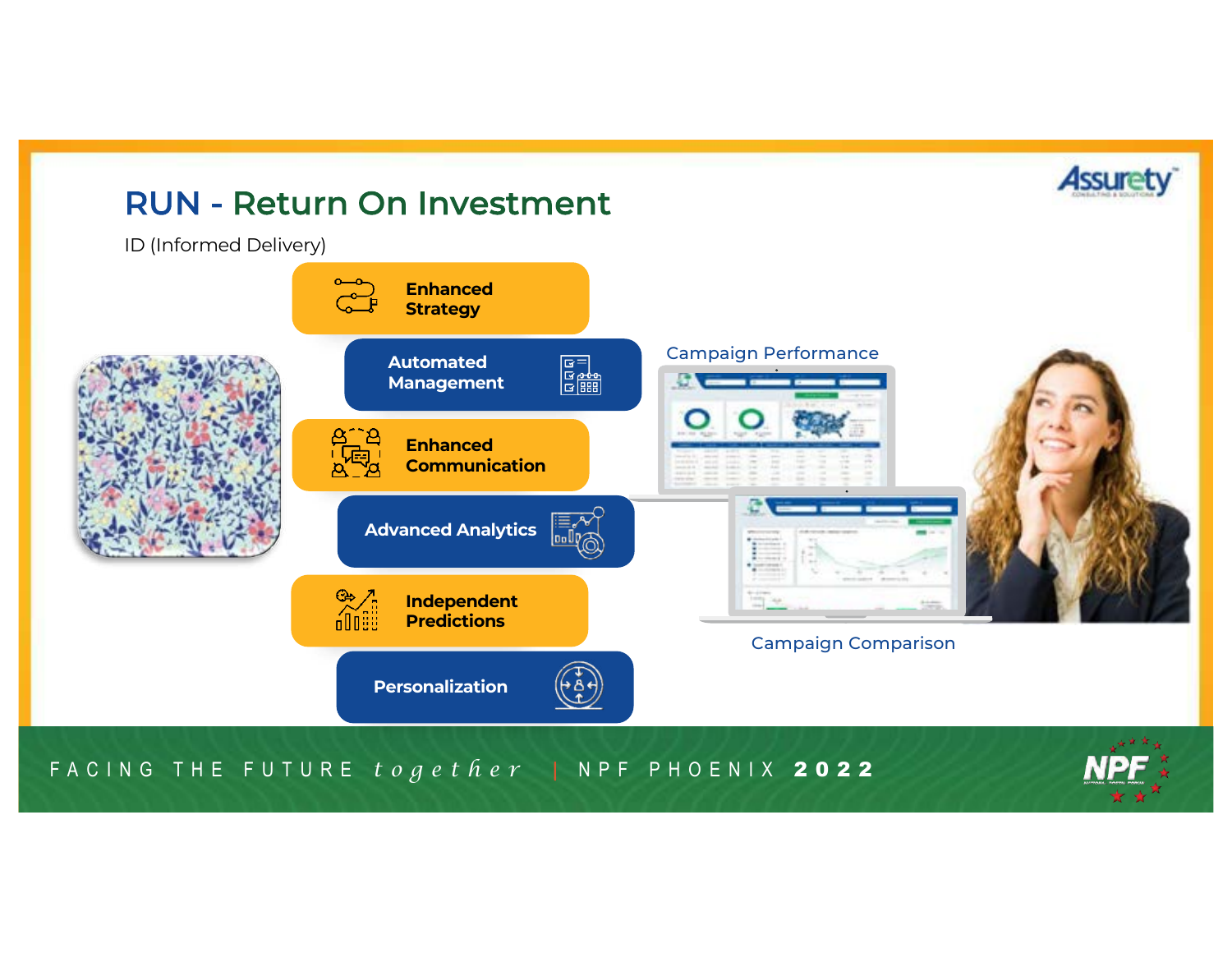# RUN - Return On Investment

ID (Informed Delivery)

- Enhanced Strategy
- Automated Management
- Enhanced Communication
- Advanced Analytics
- Independent Predictions
- Personalization

Campaign Performance

Campaign Comparison

FACING THE FUTURE *together* | NPF PHOENIX **2022**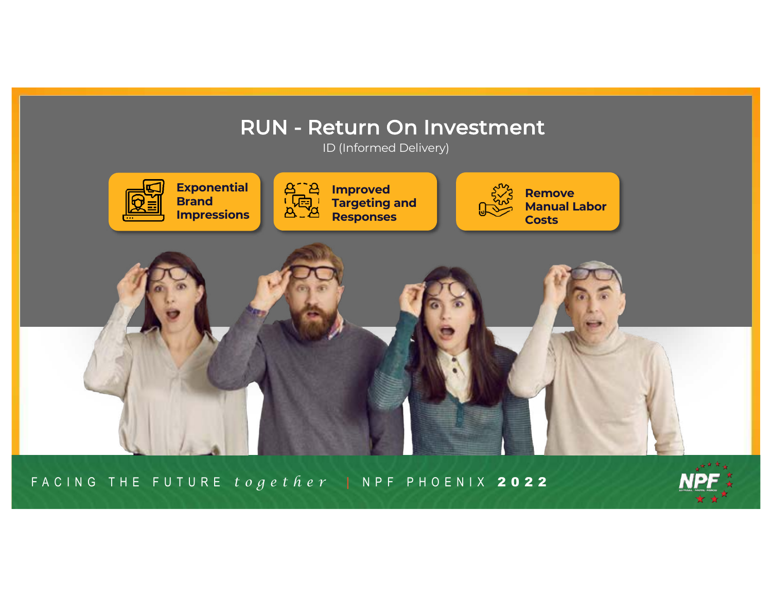# RUN - Return On Investment

ID (Informed Delivery)

- **Exponential Brand Impressions**
- **Improved Targeting and Responses**
- **Remove Manual Labor Costs**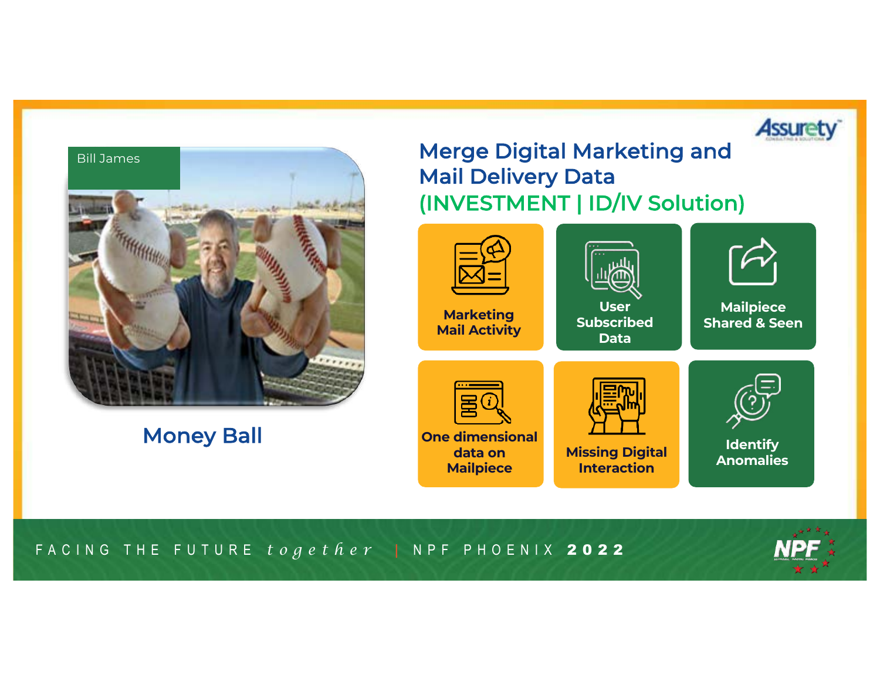Bill James

Money Ball

## Merge Digital Marketing and Mail Delivery Data
## (INVESTMENT | ID/IV Solution)

- Marketing Mail Activity
- User Subscribed Data
- Mailpiece Shared & Seen
- One dimensional data on Mailpiece
- Missing Digital Interaction
- Identify Anomalies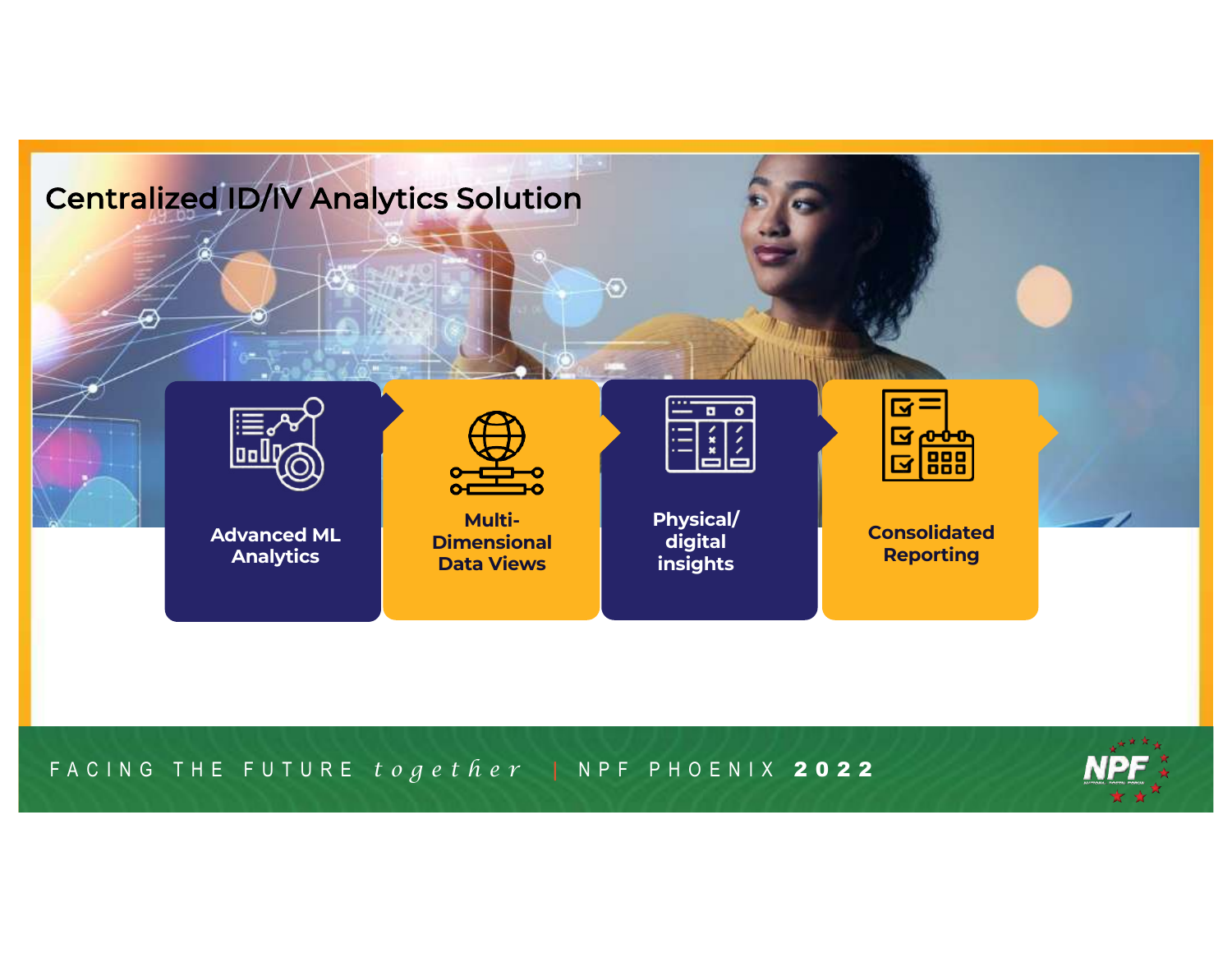# Centralized ID/IV Analytics Solution

- **Advanced ML Analytics**
- **Multi-Dimensional Data Views**
- **Physical/ digital insights**
- **Consolidated Reporting**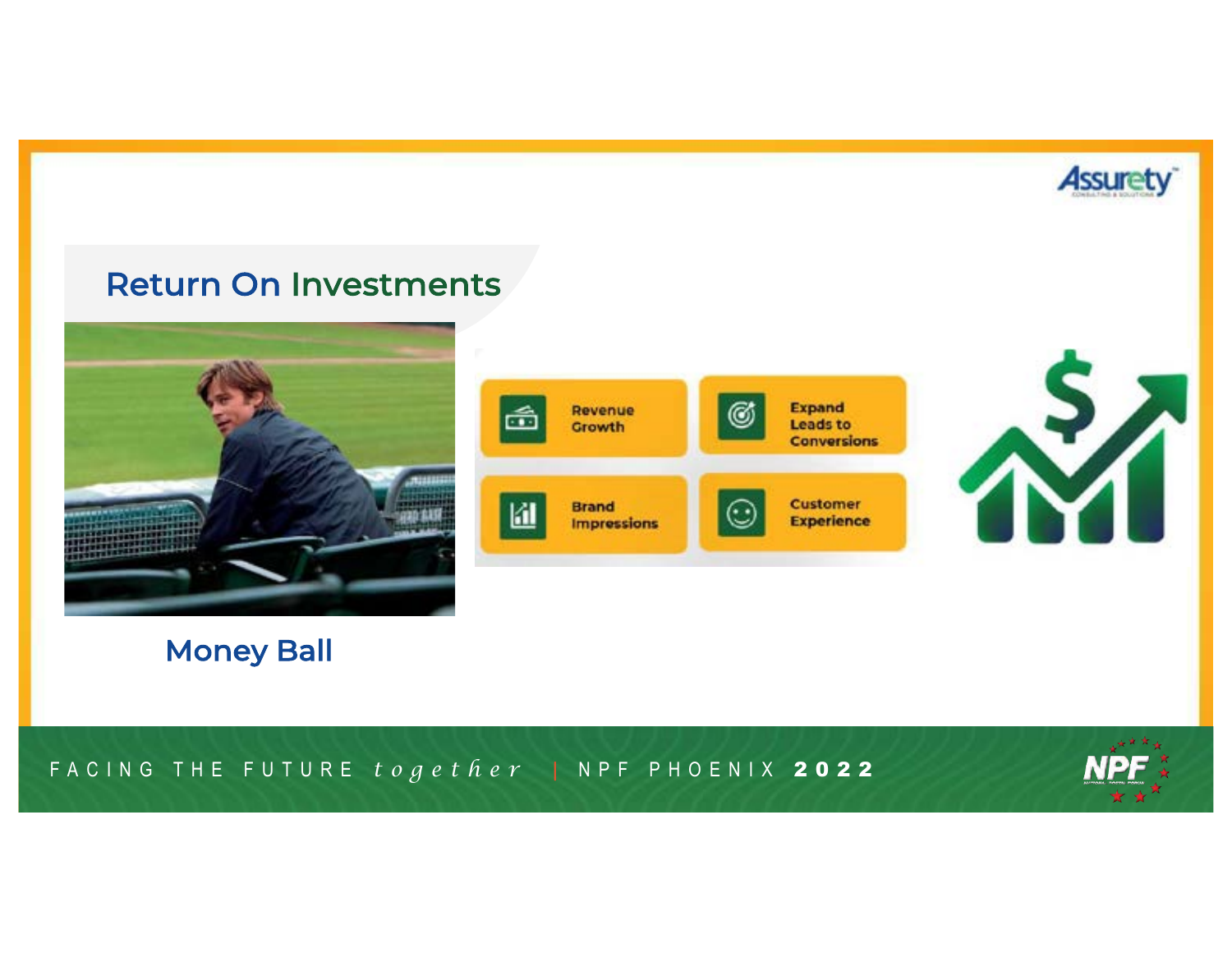## Return On Investments

Money Ball

- Revenue Growth
- Expand Leads to Conversions
- Brand Impressions
- Customer Experience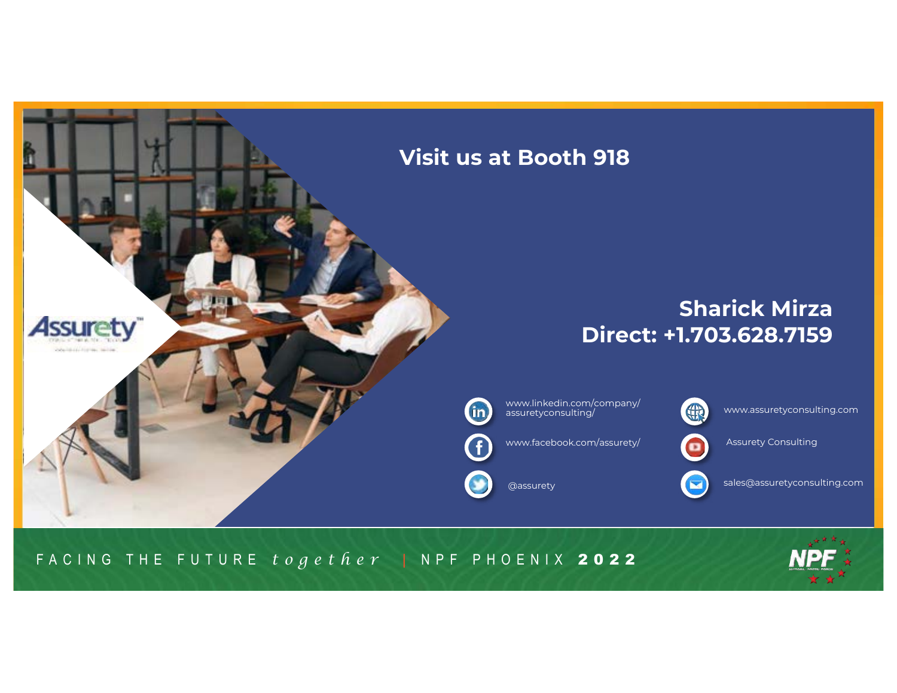## Visit us at Booth 918

**Sharick Mirza**
**Direct: +1.703.628.7159**

www.linkedin.com/company/assuretyconsulting/

www.facebook.com/assurety/

@assurety

www.assuretyconsulting.com

Assurety Consulting

sales@assuretyconsulting.com

FACING THE FUTURE *together* | NPF PHOENIX **2022**